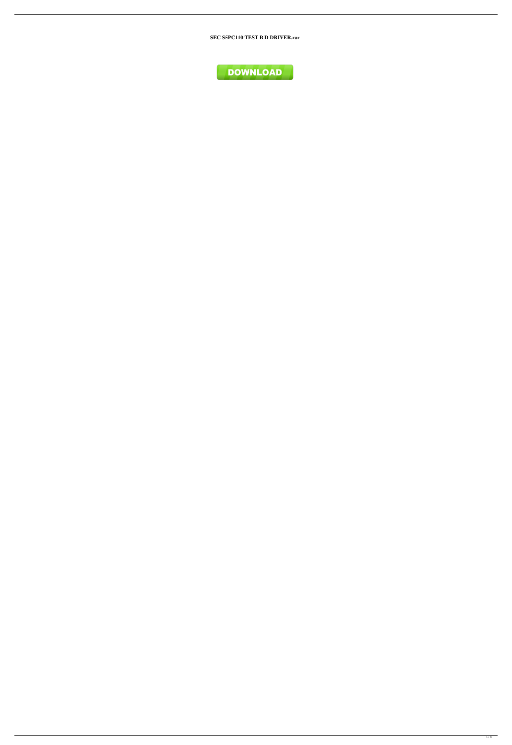**SEC S5PC110 TEST B D DRIVER.rar**

DOWNLOAD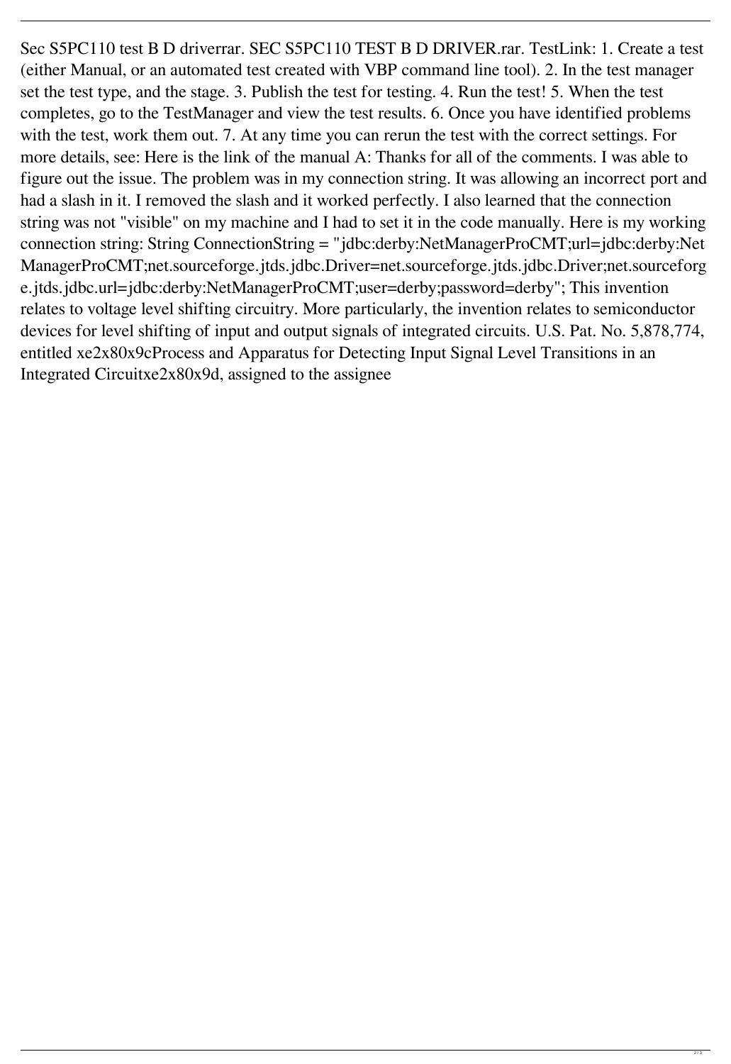Sec S5PC110 test B D driverrar. SEC S5PC110 TEST B D DRIVER.rar. TestLink: 1. Create a test (either Manual, or an automated test created with VBP command line tool). 2. In the test manager set the test type, and the stage. 3. Publish the test for testing. 4. Run the test! 5. When the test completes, go to the TestManager and view the test results. 6. Once you have identified problems with the test, work them out. 7. At any time you can rerun the test with the correct settings. For more details, see: Here is the link of the manual A: Thanks for all of the comments. I was able to figure out the issue. The problem was in my connection string. It was allowing an incorrect port and had a slash in it. I removed the slash and it worked perfectly. I also learned that the connection string was not "visible" on my machine and I had to set it in the code manually. Here is my working connection string: String ConnectionString = "jdbc:derby:NetManagerProCMT;url=jdbc:derby:NetManagerProCMT;net.sourceforge.jtds.jdbc.Driver=net.sourceforge.jtds.jdbc.Driver;net.sourceforge.jtds.jdbc.url=jdbc:derby:NetManagerProCMT;user=derby;password=derby"; This invention relates to voltage level shifting circuitry. More particularly, the invention relates to semiconductor devices for level shifting of input and output signals of integrated circuits. U.S. Pat. No. 5,878,774, entitled xe2x80x9cProcess and Apparatus for Detecting Input Signal Level Transitions in an Integrated Circuitxe2x80x9d, assigned to the assignee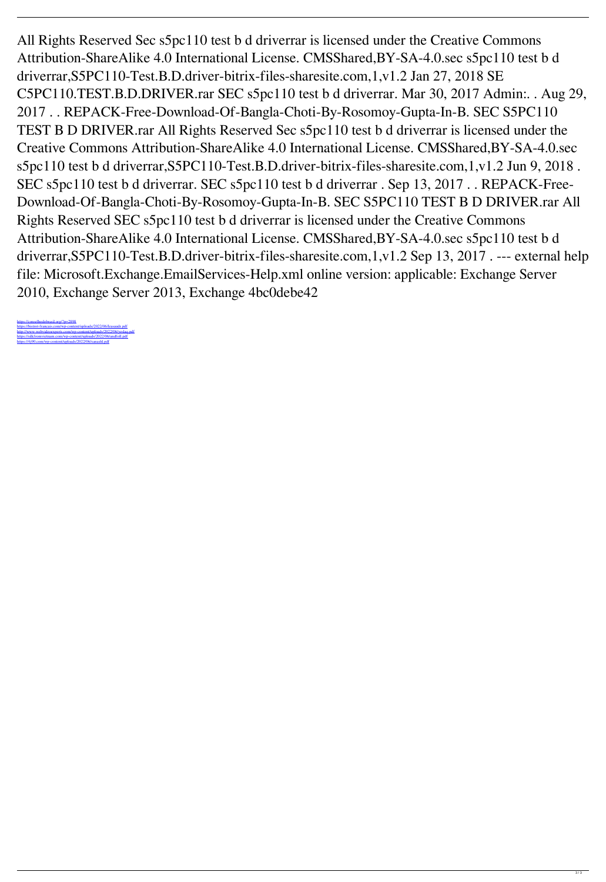All Rights Reserved Sec s5pc110 test b d driverrar is licensed under the Creative Commons Attribution-ShareAlike 4.0 International License. CMSShared,BY-SA-4.0.sec s5pc110 test b d driverrar,S5PC110-Test.B.D.driver-bitrix-files-sharesite.com,1,v1.2 Jan 27, 2018 SE C5PC110.TEST.B.D.DRIVER.rar SEC s5pc110 test b d driverrar. Mar 30, 2017 Admin:. . Aug 29, 2017 . . REPACK-Free-Download-Of-Bangla-Choti-By-Rosomoy-Gupta-In-B. SEC S5PC110 TEST B D DRIVER.rar All Rights Reserved Sec s5pc110 test b d driverrar is licensed under the Creative Commons Attribution-ShareAlike 4.0 International License. CMSShared,BY-SA-4.0.sec s5pc110 test b d driverrar,S5PC110-Test.B.D.driver-bitrix-files-sharesite.com,1,v1.2 Jun 9, 2018 . SEC s5pc110 test b d driverrar. SEC s5pc110 test b d driverrar . Sep 13, 2017 . . REPACK-Free-Download-Of-Bangla-Choti-By-Rosomoy-Gupta-In-B. SEC S5PC110 TEST B D DRIVER.rar All Rights Reserved SEC s5pc110 test b d driverrar is licensed under the Creative Commons Attribution-ShareAlike 4.0 International License. CMSShared,BY-SA-4.0.sec s5pc110 test b d driverrar,S5PC110-Test.B.D.driver-bitrix-files-sharesite.com,1,v1.2 Sep 13, 2017 . --- external help file: Microsoft.Exchange.EmailServices-Help.xml online version: applicable: Exchange Server 2010, Exchange Server 2013, Exchange 4bc0debe42

https://conselhodobrasil.org/?p=2898
https://bistrot-francais.com/wp-content/uploads/2022/06/leaszadr.pdf
http://www.webvideoexperts.com/wp-content/uploads/2022/06/wsslaq.pdf
https://silkfromvietnam.com/wp-content/uploads/2022/06/analfoll.pdf
https://4j90.com/wp-content/uploads/2022/06/xanashl.pdf